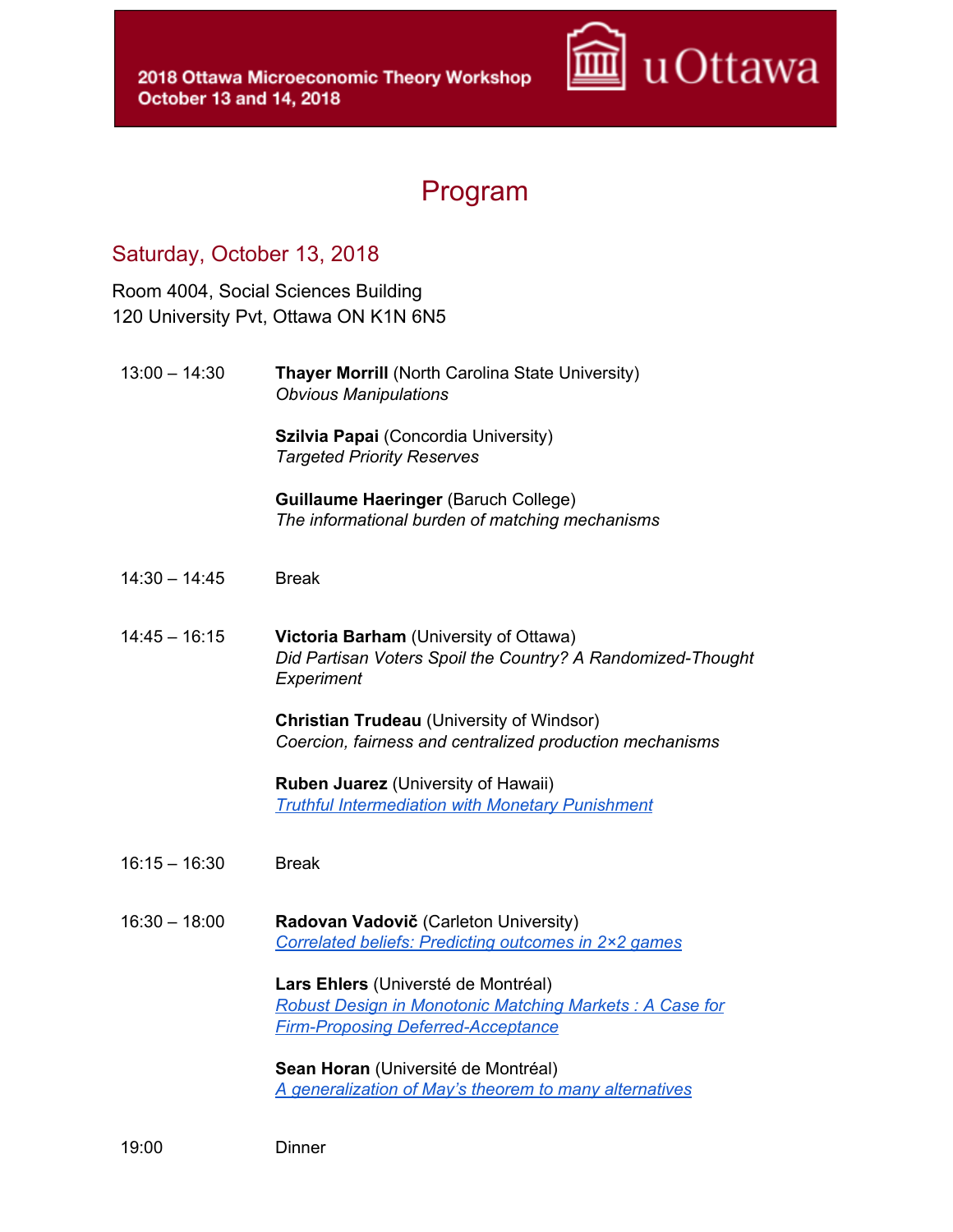2018 Ottawa Microeconomic Theory Workshop
October 13 and 14, 2018

uOttawa

# Program

## Saturday, October 13, 2018

Room 4004, Social Sciences Building
120 University Pvt, Ottawa ON K1N 6N5

**13:00 – 14:30**

**Thayer Morrill** (North Carolina State University)
*Obvious Manipulations*

**Szilvia Papai** (Concordia University)
*Targeted Priority Reserves*

**Guillaume Haeringer** (Baruch College)
*The informational burden of matching mechanisms*

**14:30 – 14:45** Break

**14:45 – 16:15**

**Victoria Barham** (University of Ottawa)
*Did Partisan Voters Spoil the Country? A Randomized-Thought Experiment*

**Christian Trudeau** (University of Windsor)
*Coercion, fairness and centralized production mechanisms*

**Ruben Juarez** (University of Hawaii)
*Truthful Intermediation with Monetary Punishment*

**16:15 – 16:30** Break

**16:30 – 18:00**

**Radovan Vadovič** (Carleton University)
*Correlated beliefs: Predicting outcomes in 2×2 games*

**Lars Ehlers** (Universté de Montréal)
*Robust Design in Monotonic Matching Markets : A Case for Firm-Proposing Deferred-Acceptance*

**Sean Horan** (Université de Montréal)
*A generalization of May's theorem to many alternatives*

**19:00** Dinner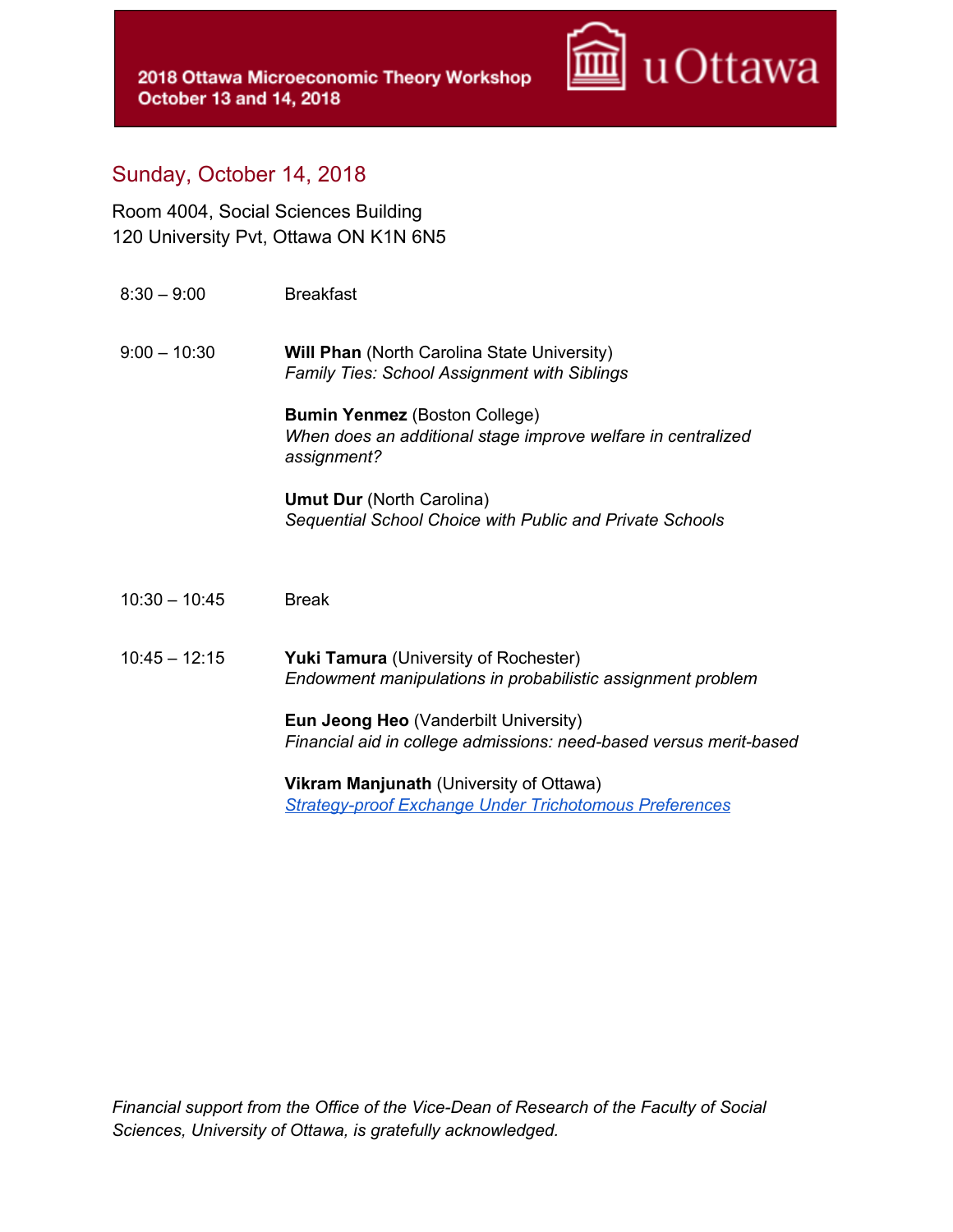2018 Ottawa Microeconomic Theory Workshop
October 13 and 14, 2018

uOttawa

## Sunday, October 14, 2018

Room 4004, Social Sciences Building
120 University Pvt, Ottawa ON K1N 6N5

| | |
|---|---|
| 8:30 – 9:00 | Breakfast |
| 9:00 – 10:30 | **Will Phan** (North Carolina State University)<br>*Family Ties: School Assignment with Siblings*<br><br>**Bumin Yenmez** (Boston College)<br>*When does an additional stage improve welfare in centralized assignment?*<br><br>**Umut Dur** (North Carolina)<br>*Sequential School Choice with Public and Private Schools* |
| 10:30 – 10:45 | Break |
| 10:45 – 12:15 | **Yuki Tamura** (University of Rochester)<br>*Endowment manipulations in probabilistic assignment problem*<br><br>**Eun Jeong Heo** (Vanderbilt University)<br>*Financial aid in college admissions: need-based versus merit-based*<br><br>**Vikram Manjunath** (University of Ottawa)<br>*Strategy-proof Exchange Under Trichotomous Preferences* |

*Financial support from the Office of the Vice-Dean of Research of the Faculty of Social Sciences, University of Ottawa, is gratefully acknowledged.*